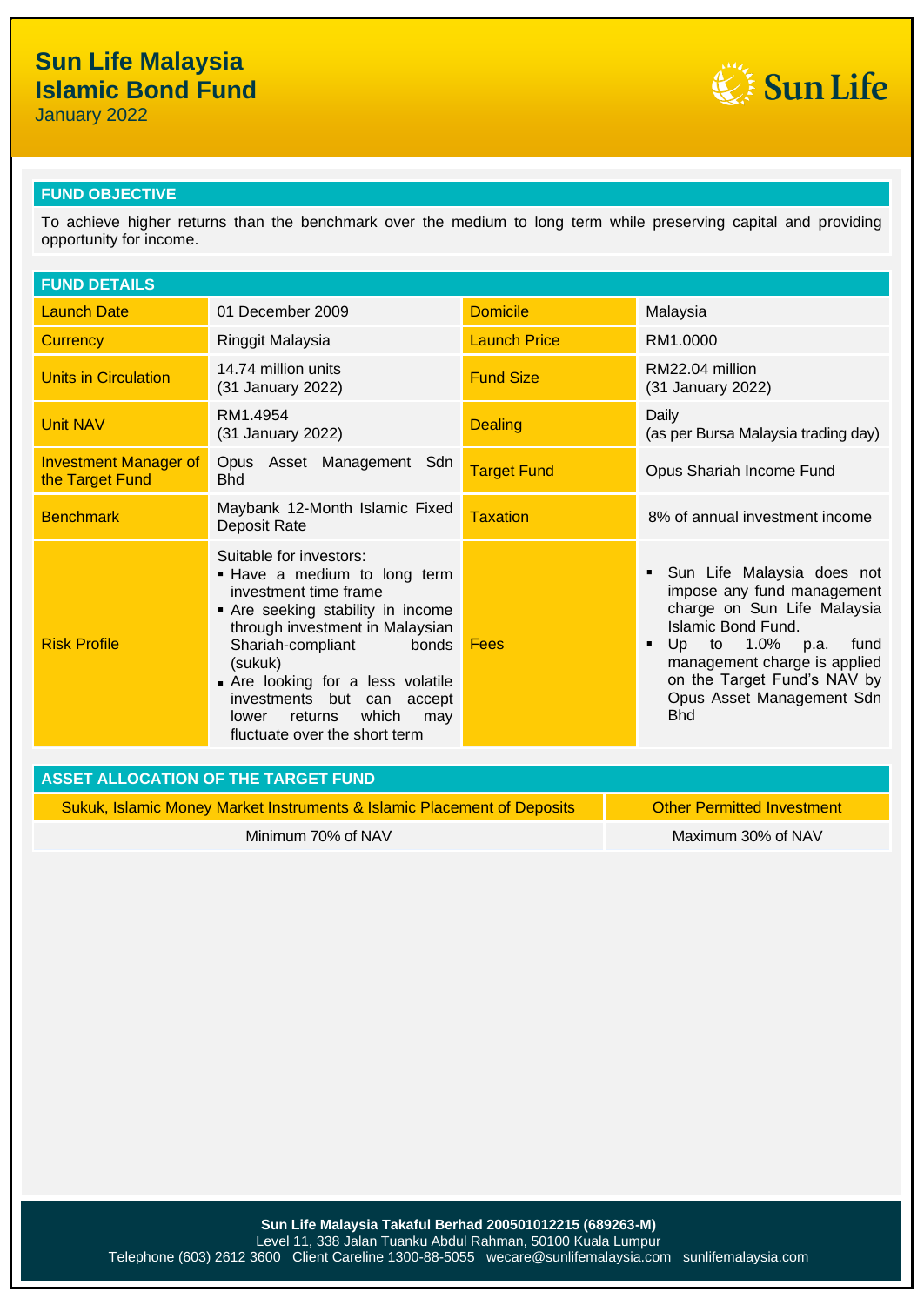# Sun Life Malaysia Islamic Bond Fund

January 2022

## FUND OBJECTIVE

To achieve higher returns than the benchmark over the medium to long term while preserving capital and providing opportunity for income.

## FUND DETAILS

| | | | |
|---|---|---|---|
| Launch Date | 01 December 2009 | Domicile | Malaysia |
| Currency | Ringgit Malaysia | Launch Price | RM1.0000 |
| Units in Circulation | 14.74 million units (31 January 2022) | Fund Size | RM22.04 million (31 January 2022) |
| Unit NAV | RM1.4954 (31 January 2022) | Dealing | Daily (as per Bursa Malaysia trading day) |
| Investment Manager of the Target Fund | Opus Asset Management Sdn Bhd | Target Fund | Opus Shariah Income Fund |
| Benchmark | Maybank 12-Month Islamic Fixed Deposit Rate | Taxation | 8% of annual investment income |
| Risk Profile | Suitable for investors:<br>▪ Have a medium to long term investment time frame<br>▪ Are seeking stability in income through investment in Malaysian Shariah-compliant bonds (sukuk)<br>▪ Are looking for a less volatile investments but can accept lower returns which may fluctuate over the short term | Fees | ▪ Sun Life Malaysia does not impose any fund management charge on Sun Life Malaysia Islamic Bond Fund.<br>▪ Up to 1.0% p.a. fund management charge is applied on the Target Fund's NAV by Opus Asset Management Sdn Bhd |

## ASSET ALLOCATION OF THE TARGET FUND

| Sukuk, Islamic Money Market Instruments & Islamic Placement of Deposits | Other Permitted Investment |
|---|---|
| Minimum 70% of NAV | Maximum 30% of NAV |

**Sun Life Malaysia Takaful Berhad 200501012215 (689263-M)**
Level 11, 338 Jalan Tuanku Abdul Rahman, 50100 Kuala Lumpur
Telephone (603) 2612 3600 Client Careline 1300-88-5055 wecare@sunlifemalaysia.com sunlifemalaysia.com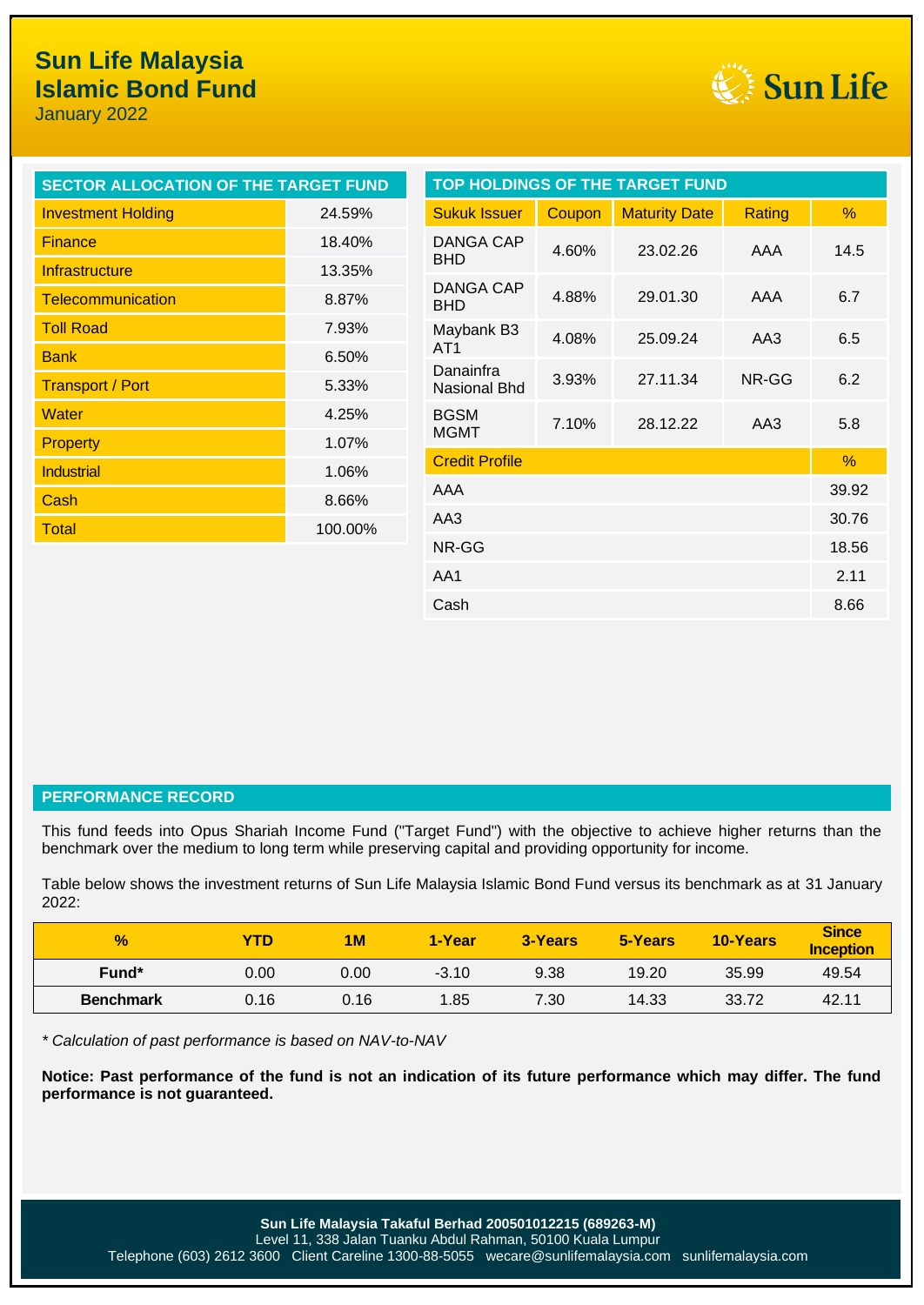# Sun Life Malaysia Islamic Bond Fund

January 2022

## SECTOR ALLOCATION OF THE TARGET FUND

| Sector | % |
|---|---|
| Investment Holding | 24.59% |
| Finance | 18.40% |
| Infrastructure | 13.35% |
| Telecommunication | 8.87% |
| Toll Road | 7.93% |
| Bank | 6.50% |
| Transport / Port | 5.33% |
| Water | 4.25% |
| Property | 1.07% |
| Industrial | 1.06% |
| Cash | 8.66% |
| Total | 100.00% |

## TOP HOLDINGS OF THE TARGET FUND

| Sukuk Issuer | Coupon | Maturity Date | Rating | % |
|---|---|---|---|---|
| DANGA CAP BHD | 4.60% | 23.02.26 | AAA | 14.5 |
| DANGA CAP BHD | 4.88% | 29.01.30 | AAA | 6.7 |
| Maybank B3 AT1 | 4.08% | 25.09.24 | AA3 | 6.5 |
| Danainfra Nasional Bhd | 3.93% | 27.11.34 | NR-GG | 6.2 |
| BGSM MGMT | 7.10% | 28.12.22 | AA3 | 5.8 |

| Credit Profile | % |
|---|---|
| AAA | 39.92 |
| AA3 | 30.76 |
| NR-GG | 18.56 |
| AA1 | 2.11 |
| Cash | 8.66 |

## PERFORMANCE RECORD

This fund feeds into Opus Shariah Income Fund ("Target Fund") with the objective to achieve higher returns than the benchmark over the medium to long term while preserving capital and providing opportunity for income.

Table below shows the investment returns of Sun Life Malaysia Islamic Bond Fund versus its benchmark as at 31 January 2022:

| % | YTD | 1M | 1-Year | 3-Years | 5-Years | 10-Years | Since Inception |
|---|---|---|---|---|---|---|---|
| **Fund*** | 0.00 | 0.00 | -3.10 | 9.38 | 19.20 | 35.99 | 49.54 |
| **Benchmark** | 0.16 | 0.16 | 1.85 | 7.30 | 14.33 | 33.72 | 42.11 |

*\* Calculation of past performance is based on NAV-to-NAV*

**Notice: Past performance of the fund is not an indication of its future performance which may differ. The fund performance is not guaranteed.**

**Sun Life Malaysia Takaful Berhad 200501012215 (689263-M)**
Level 11, 338 Jalan Tuanku Abdul Rahman, 50100 Kuala Lumpur
Telephone (603) 2612 3600 Client Careline 1300-88-5055 wecare@sunlifemalaysia.com sunlifemalaysia.com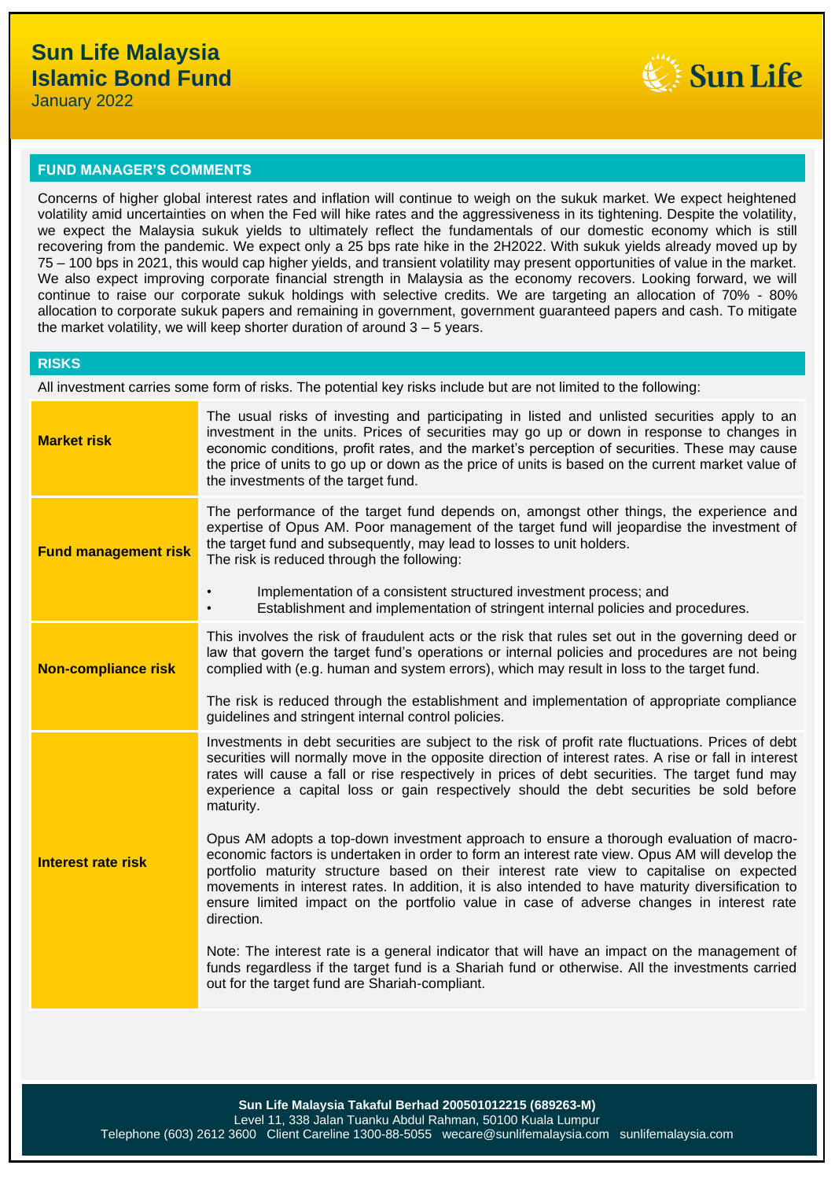# Sun Life Malaysia Islamic Bond Fund

January 2022

## FUND MANAGER'S COMMENTS

Concerns of higher global interest rates and inflation will continue to weigh on the sukuk market. We expect heightened volatility amid uncertainties on when the Fed will hike rates and the aggressiveness in its tightening. Despite the volatility, we expect the Malaysia sukuk yields to ultimately reflect the fundamentals of our domestic economy which is still recovering from the pandemic. We expect only a 25 bps rate hike in the 2H2022. With sukuk yields already moved up by 75 – 100 bps in 2021, this would cap higher yields, and transient volatility may present opportunities of value in the market. We also expect improving corporate financial strength in Malaysia as the economy recovers. Looking forward, we will continue to raise our corporate sukuk holdings with selective credits. We are targeting an allocation of 70% - 80% allocation to corporate sukuk papers and remaining in government, government guaranteed papers and cash. To mitigate the market volatility, we will keep shorter duration of around 3 – 5 years.

## RISKS

All investment carries some form of risks. The potential key risks include but are not limited to the following:

| | |
|---|---|
| **Market risk** | The usual risks of investing and participating in listed and unlisted securities apply to an investment in the units. Prices of securities may go up or down in response to changes in economic conditions, profit rates, and the market's perception of securities. These may cause the price of units to go up or down as the price of units is based on the current market value of the investments of the target fund. |
| **Fund management risk** | The performance of the target fund depends on, amongst other things, the experience and expertise of Opus AM. Poor management of the target fund will jeopardise the investment of the target fund and subsequently, may lead to losses to unit holders.<br>The risk is reduced through the following:<br>• Implementation of a consistent structured investment process; and<br>• Establishment and implementation of stringent internal policies and procedures. |
| **Non-compliance risk** | This involves the risk of fraudulent acts or the risk that rules set out in the governing deed or law that govern the target fund's operations or internal policies and procedures are not being complied with (e.g. human and system errors), which may result in loss to the target fund.<br><br>The risk is reduced through the establishment and implementation of appropriate compliance guidelines and stringent internal control policies. |
| **Interest rate risk** | Investments in debt securities are subject to the risk of profit rate fluctuations. Prices of debt securities will normally move in the opposite direction of interest rates. A rise or fall in interest rates will cause a fall or rise respectively in prices of debt securities. The target fund may experience a capital loss or gain respectively should the debt securities be sold before maturity.<br><br>Opus AM adopts a top-down investment approach to ensure a thorough evaluation of macro-economic factors is undertaken in order to form an interest rate view. Opus AM will develop the portfolio maturity structure based on their interest rate view to capitalise on expected movements in interest rates. In addition, it is also intended to have maturity diversification to ensure limited impact on the portfolio value in case of adverse changes in interest rate direction.<br><br>Note: The interest rate is a general indicator that will have an impact on the management of funds regardless if the target fund is a Shariah fund or otherwise. All the investments carried out for the target fund are Shariah-compliant. |

**Sun Life Malaysia Takaful Berhad 200501012215 (689263-M)**
Level 11, 338 Jalan Tuanku Abdul Rahman, 50100 Kuala Lumpur
Telephone (603) 2612 3600 Client Careline 1300-88-5055 wecare@sunlifemalaysia.com sunlifemalaysia.com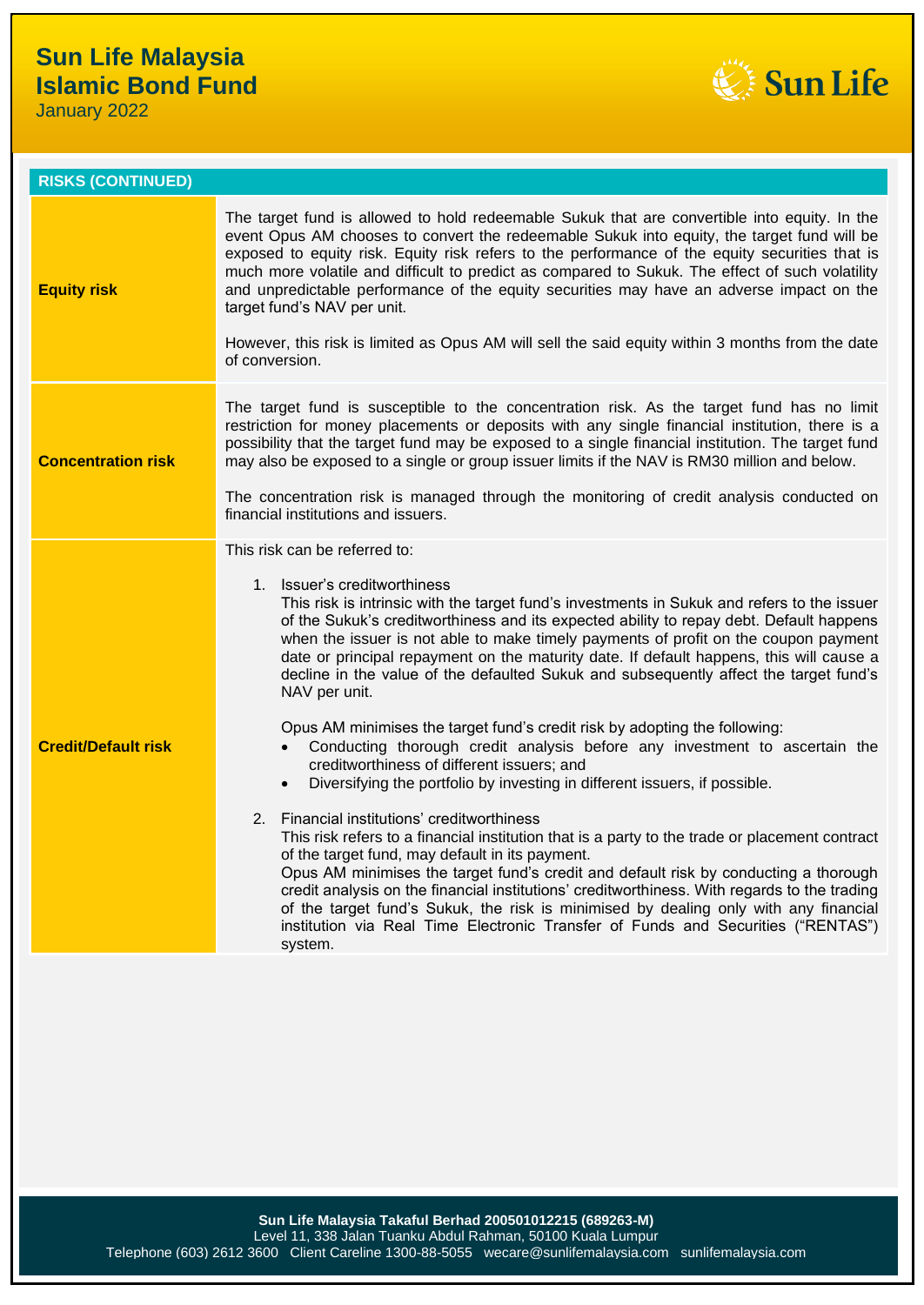# Sun Life Malaysia Islamic Bond Fund

January 2022

## RISKS (CONTINUED)

| | |
|---|---|
| **Equity risk** | The target fund is allowed to hold redeemable Sukuk that are convertible into equity. In the event Opus AM chooses to convert the redeemable Sukuk into equity, the target fund will be exposed to equity risk. Equity risk refers to the performance of the equity securities that is much more volatile and difficult to predict as compared to Sukuk. The effect of such volatility and unpredictable performance of the equity securities may have an adverse impact on the target fund's NAV per unit.<br><br>However, this risk is limited as Opus AM will sell the said equity within 3 months from the date of conversion. |
| **Concentration risk** | The target fund is susceptible to the concentration risk. As the target fund has no limit restriction for money placements or deposits with any single financial institution, there is a possibility that the target fund may be exposed to a single financial institution. The target fund may also be exposed to a single or group issuer limits if the NAV is RM30 million and below.<br><br>The concentration risk is managed through the monitoring of credit analysis conducted on financial institutions and issuers. |
| **Credit/Default risk** | This risk can be referred to:<br><br>1. Issuer's creditworthiness<br>This risk is intrinsic with the target fund's investments in Sukuk and refers to the issuer of the Sukuk's creditworthiness and its expected ability to repay debt. Default happens when the issuer is not able to make timely payments of profit on the coupon payment date or principal repayment on the maturity date. If default happens, this will cause a decline in the value of the defaulted Sukuk and subsequently affect the target fund's NAV per unit.<br><br>Opus AM minimises the target fund's credit risk by adopting the following:<br>• Conducting thorough credit analysis before any investment to ascertain the creditworthiness of different issuers; and<br>• Diversifying the portfolio by investing in different issuers, if possible.<br><br>2. Financial institutions' creditworthiness<br>This risk refers to a financial institution that is a party to the trade or placement contract of the target fund, may default in its payment.<br>Opus AM minimises the target fund's credit and default risk by conducting a thorough credit analysis on the financial institutions' creditworthiness. With regards to the trading of the target fund's Sukuk, the risk is minimised by dealing only with any financial institution via Real Time Electronic Transfer of Funds and Securities ("RENTAS") system. |

**Sun Life Malaysia Takaful Berhad 200501012215 (689263-M)**
Level 11, 338 Jalan Tuanku Abdul Rahman, 50100 Kuala Lumpur
Telephone (603) 2612 3600 Client Careline 1300-88-5055 wecare@sunlifemalaysia.com sunlifemalaysia.com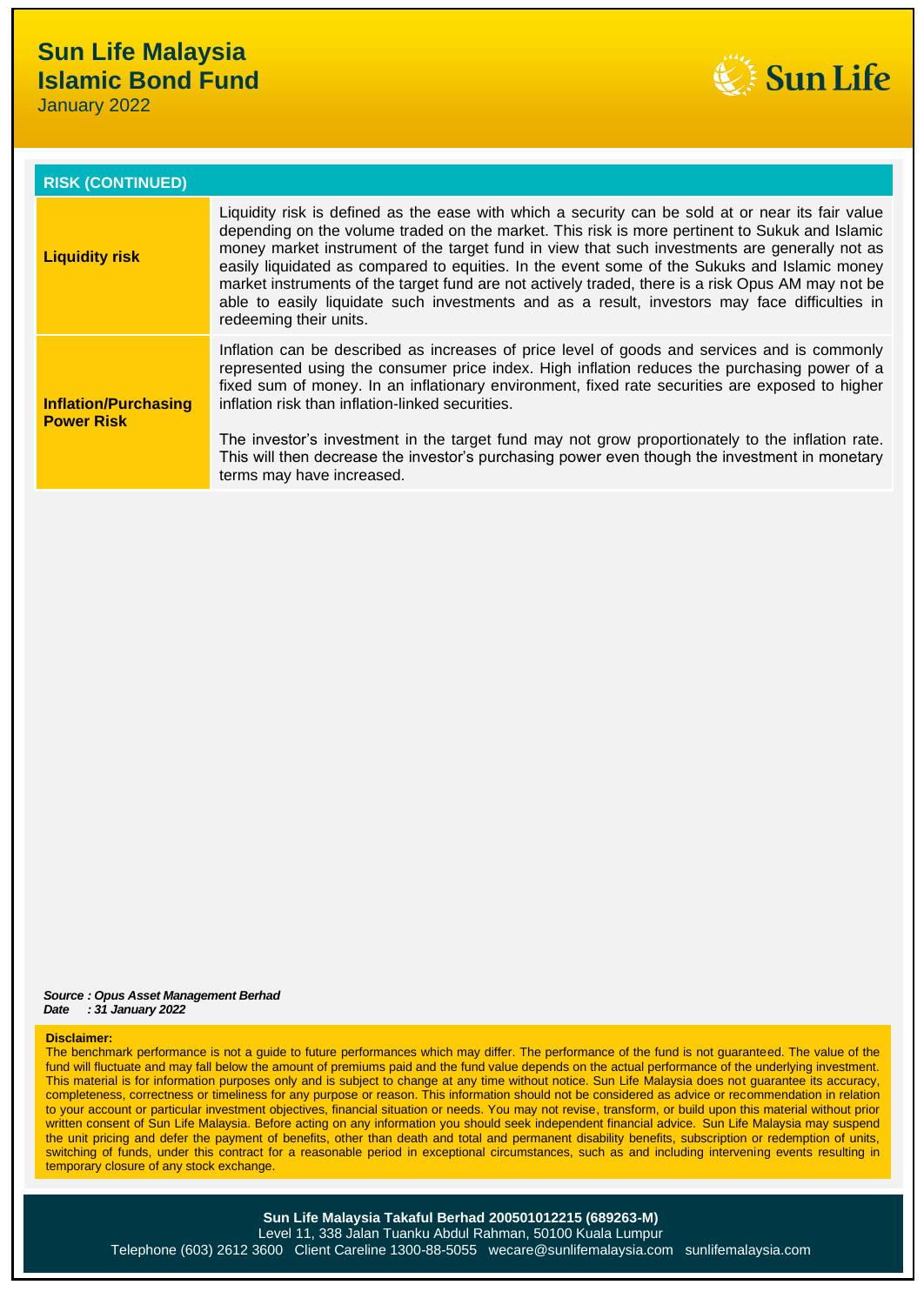# Sun Life Malaysia Islamic Bond Fund

January 2022

## RISK (CONTINUED)

| | |
|---|---|
| **Liquidity risk** | Liquidity risk is defined as the ease with which a security can be sold at or near its fair value depending on the volume traded on the market. This risk is more pertinent to Sukuk and Islamic money market instrument of the target fund in view that such investments are generally not as easily liquidated as compared to equities. In the event some of the Sukuks and Islamic money market instruments of the target fund are not actively traded, there is a risk Opus AM may not be able to easily liquidate such investments and as a result, investors may face difficulties in redeeming their units. |
| **Inflation/Purchasing Power Risk** | Inflation can be described as increases of price level of goods and services and is commonly represented using the consumer price index. High inflation reduces the purchasing power of a fixed sum of money. In an inflationary environment, fixed rate securities are exposed to higher inflation risk than inflation-linked securities. <br><br> The investor's investment in the target fund may not grow proportionately to the inflation rate. This will then decrease the investor's purchasing power even though the investment in monetary terms may have increased. |

***Source : Opus Asset Management Berhad***
***Date : 31 January 2022***

**Disclaimer:**
The benchmark performance is not a guide to future performances which may differ. The performance of the fund is not guaranteed. The value of the fund will fluctuate and may fall below the amount of premiums paid and the fund value depends on the actual performance of the underlying investment. This material is for information purposes only and is subject to change at any time without notice. Sun Life Malaysia does not guarantee its accuracy, completeness, correctness or timeliness for any purpose or reason. This information should not be considered as advice or recommendation in relation to your account or particular investment objectives, financial situation or needs. You may not revise, transform, or build upon this material without prior written consent of Sun Life Malaysia. Before acting on any information you should seek independent financial advice. Sun Life Malaysia may suspend the unit pricing and defer the payment of benefits, other than death and total and permanent disability benefits, subscription or redemption of units, switching of funds, under this contract for a reasonable period in exceptional circumstances, such as and including intervening events resulting in temporary closure of any stock exchange.

**Sun Life Malaysia Takaful Berhad 200501012215 (689263-M)**
Level 11, 338 Jalan Tuanku Abdul Rahman, 50100 Kuala Lumpur
Telephone (603) 2612 3600 Client Careline 1300-88-5055 wecare@sunlifemalaysia.com sunlifemalaysia.com